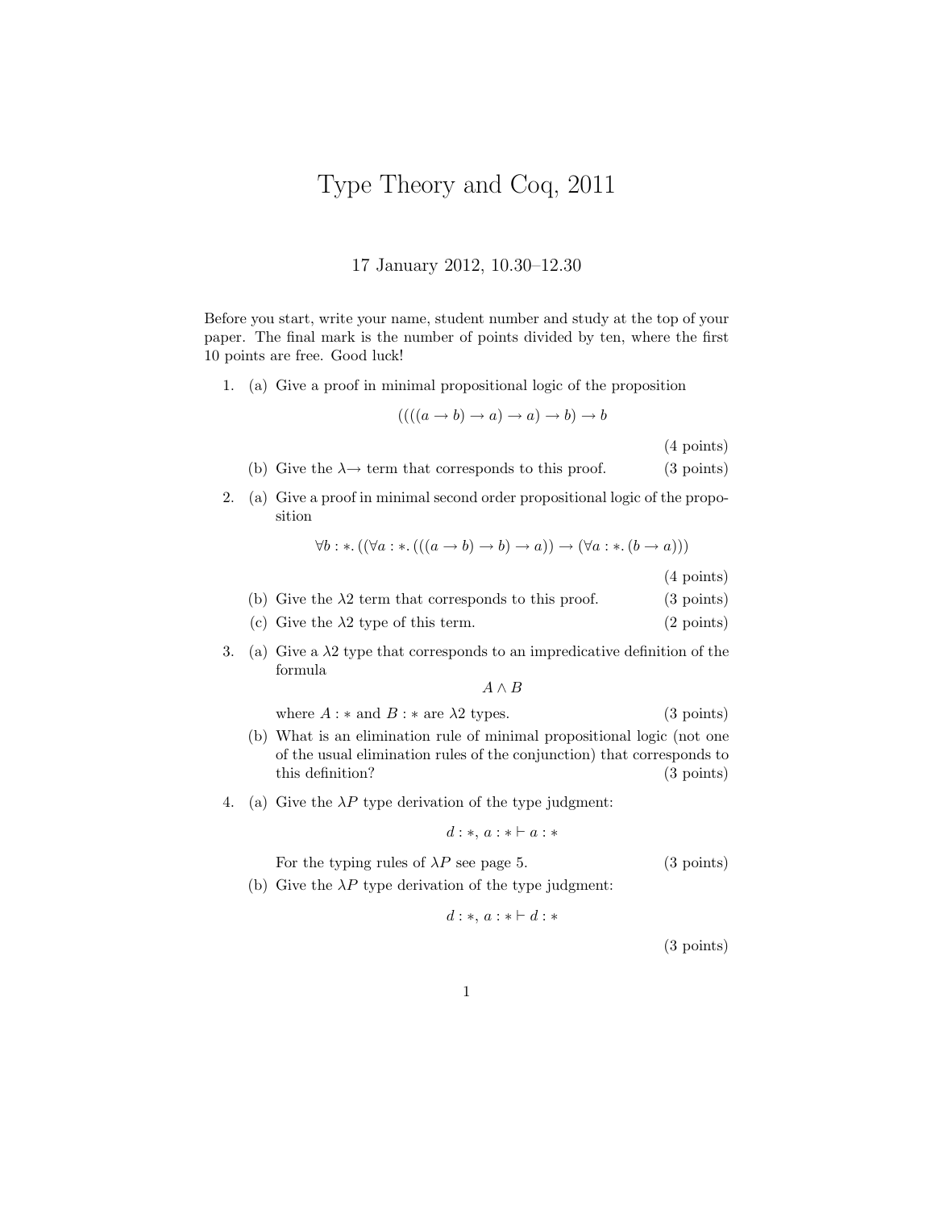# Type Theory and Coq, 2011

17 January 2012, 10.30–12.30

Before you start, write your name, student number and study at the top of your paper. The final mark is the number of points divided by ten, where the first 10 points are free. Good luck!

1. (a) Give a proof in minimal propositional logic of the proposition

$$((((a \to b) \to a) \to a) \to b) \to b$$

(4 points)

   (b) Give the $\lambda{\to}$ term that corresponds to this proof. (3 points)

2. (a) Give a proof in minimal second order propositional logic of the proposition

$$\forall b : *. \, ((\forall a : *. \, (((a \to b) \to b) \to a)) \to (\forall a : *. \, (b \to a)))$$

(4 points)

   (b) Give the $\lambda 2$ term that corresponds to this proof. (3 points)

   (c) Give the $\lambda 2$ type of this term. (2 points)

3. (a) Give a $\lambda 2$ type that corresponds to an impredicative definition of the formula

$$A \wedge B$$

where $A : *$ and $B : *$ are $\lambda 2$ types. (3 points)

   (b) What is an elimination rule of minimal propositional logic (not one of the usual elimination rules of the conjunction) that corresponds to this definition? (3 points)

4. (a) Give the $\lambda P$ type derivation of the type judgment:

$$d : *, \, a : * \vdash a : *$$

For the typing rules of $\lambda P$ see page 5. (3 points)

   (b) Give the $\lambda P$ type derivation of the type judgment:

$$d : *, \, a : * \vdash d : *$$

(3 points)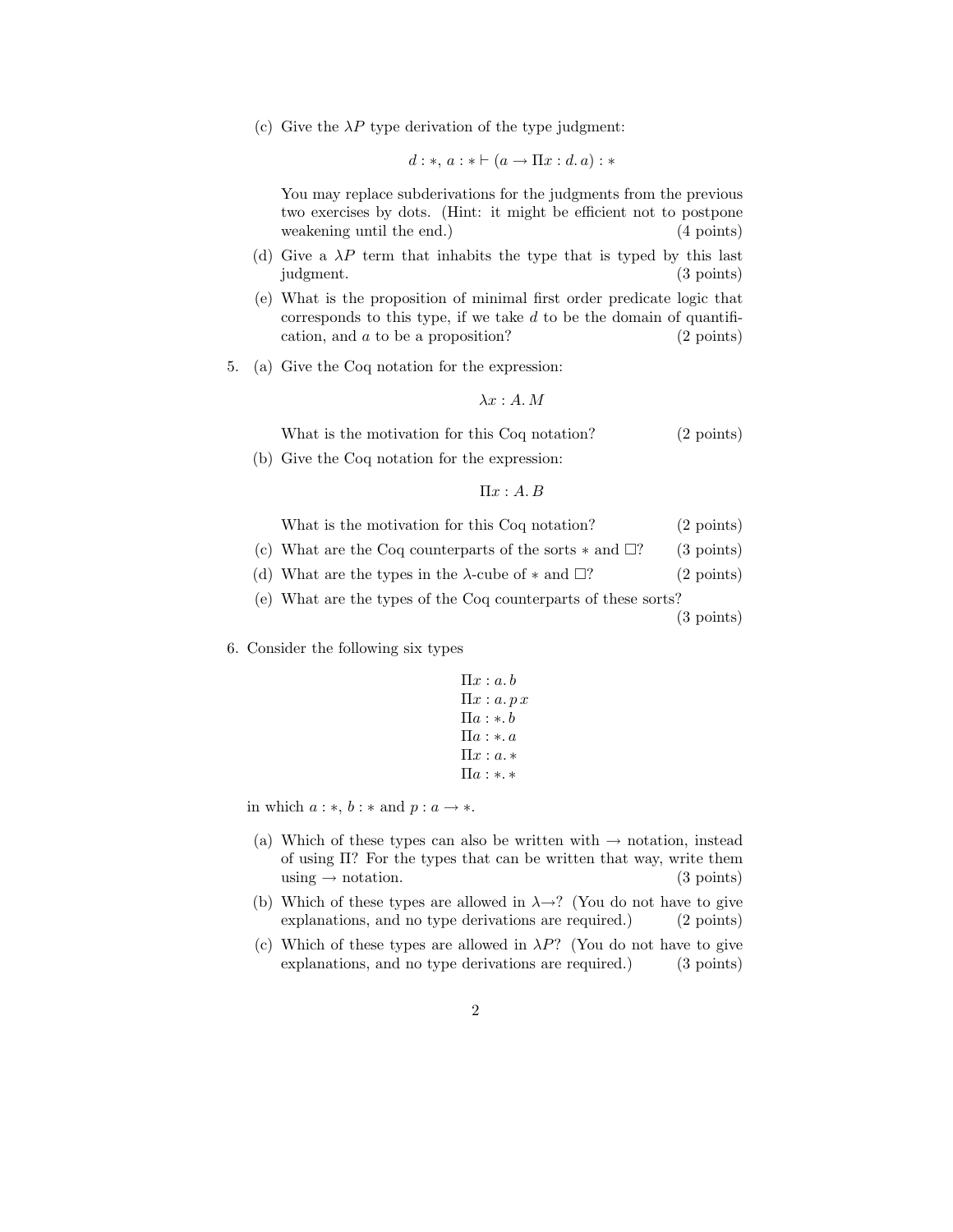(c) Give the $\lambda P$ type derivation of the type judgment:

$$d : *,\, a : * \vdash (a \to \Pi x : d.\, a) : *$$

You may replace subderivations for the judgments from the previous two exercises by dots. (Hint: it might be efficient not to postpone weakening until the end.) (4 points)

(d) Give a $\lambda P$ term that inhabits the type that is typed by this last judgment. (3 points)

(e) What is the proposition of minimal first order predicate logic that corresponds to this type, if we take $d$ to be the domain of quantification, and $a$ to be a proposition? (2 points)

5. (a) Give the Coq notation for the expression:

$$\lambda x : A.\, M$$

What is the motivation for this Coq notation? (2 points)

(b) Give the Coq notation for the expression:

$$\Pi x : A.\, B$$

What is the motivation for this Coq notation? (2 points)

(c) What are the Coq counterparts of the sorts $*$ and $\square$? (3 points)

(d) What are the types in the $\lambda$-cube of $*$ and $\square$? (2 points)

(e) What are the types of the Coq counterparts of these sorts? (3 points)

6. Consider the following six types

$$\Pi x : a.\, b$$
$$\Pi x : a.\, p\, x$$
$$\Pi a : *.\, b$$
$$\Pi a : *.\, a$$
$$\Pi x : a.\, *$$
$$\Pi a : *.\, *$$

in which $a : *$, $b : *$ and $p : a \to *$.

(a) Which of these types can also be written with $\to$ notation, instead of using $\Pi$? For the types that can be written that way, write them using $\to$ notation. (3 points)

(b) Which of these types are allowed in $\lambda{\to}$? (You do not have to give explanations, and no type derivations are required.) (2 points)

(c) Which of these types are allowed in $\lambda P$? (You do not have to give explanations, and no type derivations are required.) (3 points)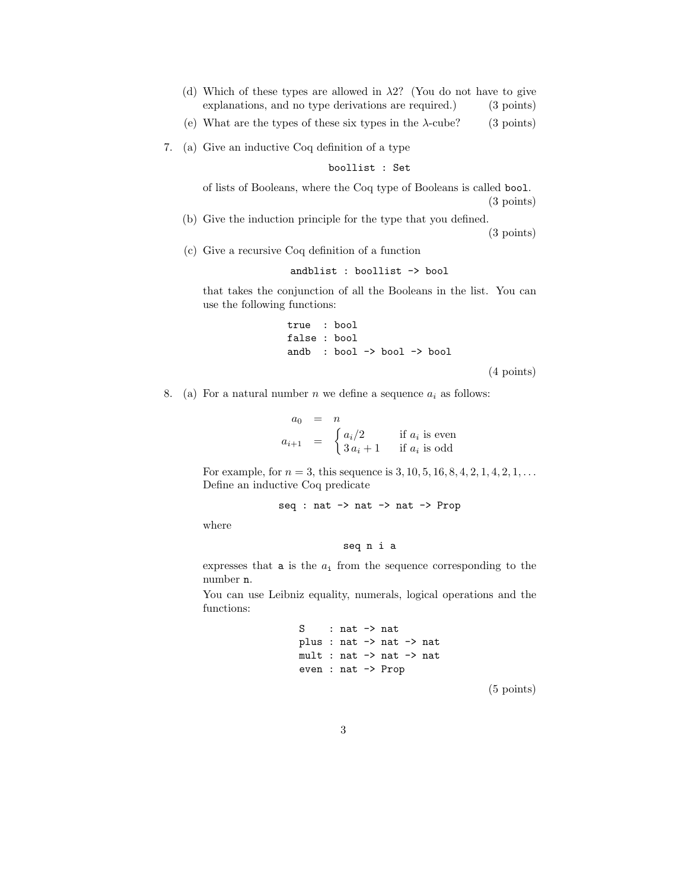(d) Which of these types are allowed in $\lambda 2$? (You do not have to give explanations, and no type derivations are required.) (3 points)

(e) What are the types of these six types in the $\lambda$-cube? (3 points)

7. (a) Give an inductive Coq definition of a type

```
boollist : Set
```

of lists of Booleans, where the Coq type of Booleans is called `bool`. (3 points)

(b) Give the induction principle for the type that you defined. (3 points)

(c) Give a recursive Coq definition of a function

```
andblist : boollist -> bool
```

that takes the conjunction of all the Booleans in the list. You can use the following functions:

```
true  : bool
false : bool
andb  : bool -> bool -> bool
```

(4 points)

8. (a) For a natural number $n$ we define a sequence $a_i$ as follows:

$$
\begin{aligned}
a_0 &= n \\
a_{i+1} &= \begin{cases} a_i/2 & \text{if } a_i \text{ is even} \\ 3\,a_i + 1 & \text{if } a_i \text{ is odd} \end{cases}
\end{aligned}
$$

For example, for $n = 3$, this sequence is $3, 10, 5, 16, 8, 4, 2, 1, 4, 2, 1, \ldots$ Define an inductive Coq predicate

```
seq : nat -> nat -> nat -> Prop
```

where

```
seq n i a
```

expresses that `a` is the $a_{\mathtt{i}}$ from the sequence corresponding to the number `n`.

You can use Leibniz equality, numerals, logical operations and the functions:

```
S    : nat -> nat
plus : nat -> nat -> nat
mult : nat -> nat -> nat
even : nat -> Prop
```

(5 points)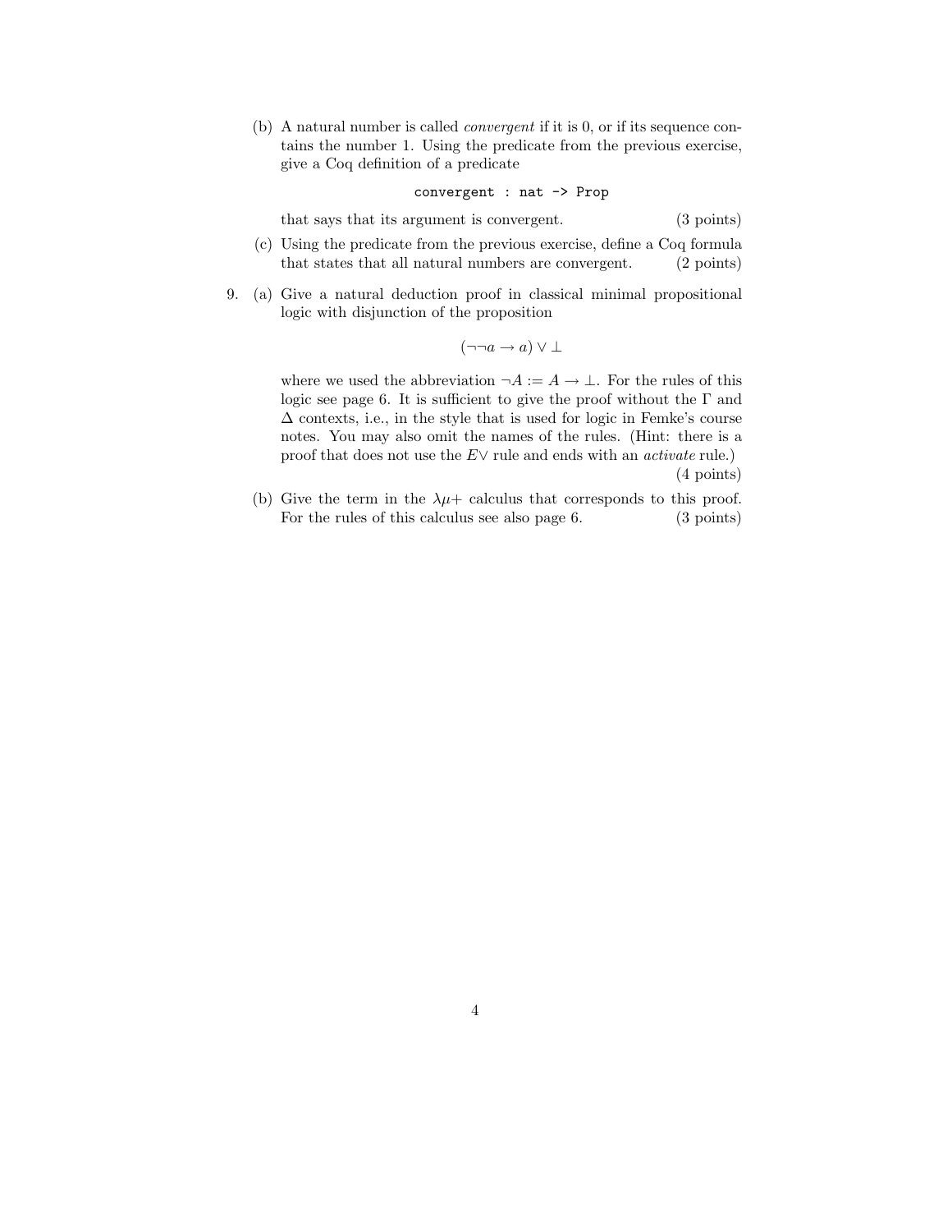(b) A natural number is called *convergent* if it is 0, or if its sequence contains the number 1. Using the predicate from the previous exercise, give a Coq definition of a predicate

```
convergent : nat -> Prop
```

that says that its argument is convergent. (3 points)

(c) Using the predicate from the previous exercise, define a Coq formula that states that all natural numbers are convergent. (2 points)

9. (a) Give a natural deduction proof in classical minimal propositional logic with disjunction of the proposition

$$(\neg\neg a \to a) \vee \bot$$

where we used the abbreviation $\neg A := A \to \bot$. For the rules of this logic see page 6. It is sufficient to give the proof without the $\Gamma$ and $\Delta$ contexts, i.e., in the style that is used for logic in Femke's course notes. You may also omit the names of the rules. (Hint: there is a proof that does not use the $E\vee$ rule and ends with an *activate* rule.) (4 points)

(b) Give the term in the $\lambda\mu+$ calculus that corresponds to this proof. For the rules of this calculus see also page 6. (3 points)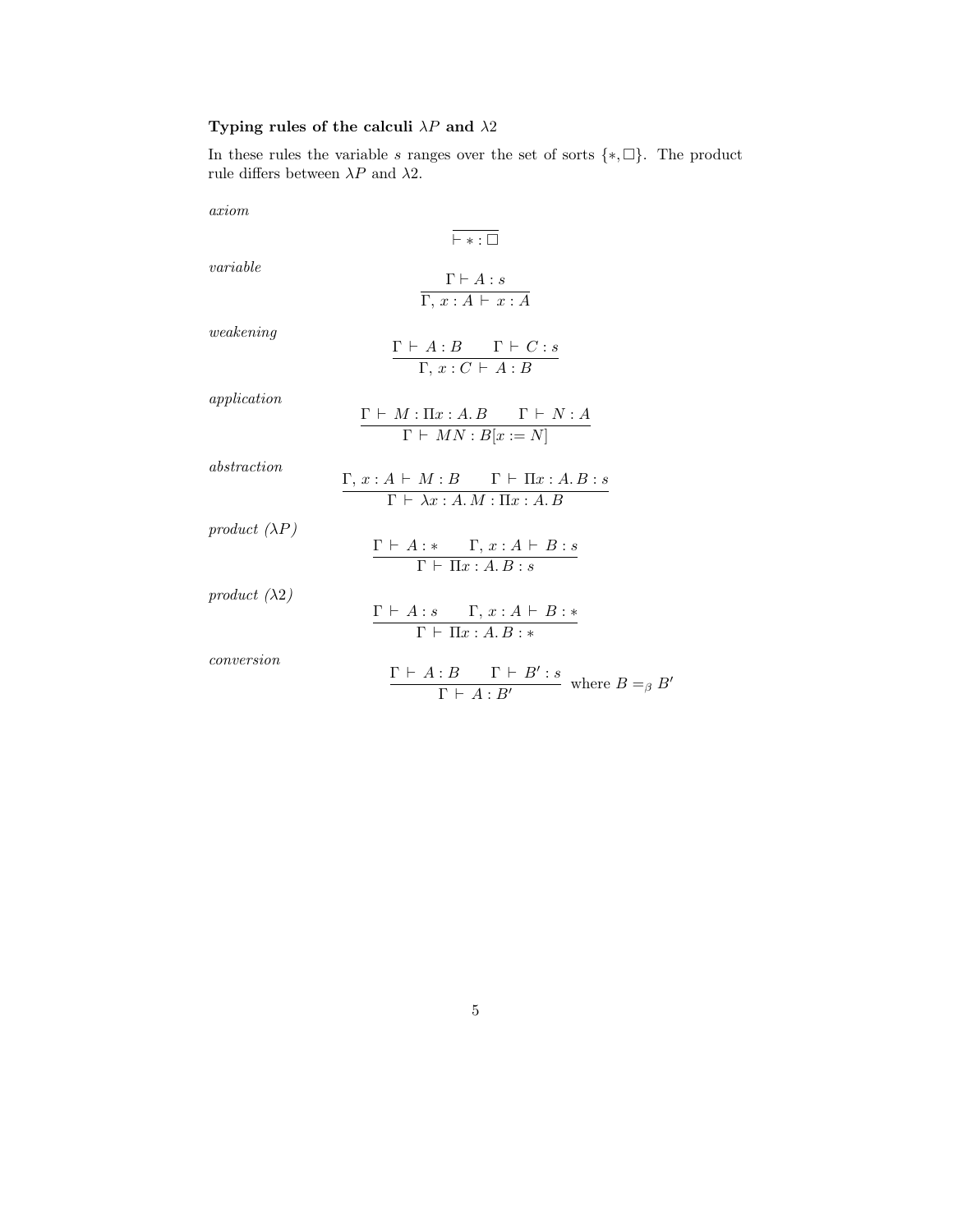### Typing rules of the calculi $\lambda P$ and $\lambda 2$

In these rules the variable $s$ ranges over the set of sorts $\{*, \Box\}$. The product rule differs between $\lambda P$ and $\lambda 2$.

*axiom*

$$\frac{}{\vdash * : \Box}$$

*variable*

$$\frac{\Gamma \vdash A : s}{\Gamma,\, x : A \vdash x : A}$$

*weakening*

$$\frac{\Gamma \vdash A : B \qquad \Gamma \vdash C : s}{\Gamma,\, x : C \vdash A : B}$$

*application*

$$\frac{\Gamma \vdash M : \Pi x : A.\, B \qquad \Gamma \vdash N : A}{\Gamma \vdash MN : B[x := N]}$$

*abstraction*

$$\frac{\Gamma,\, x : A \vdash M : B \qquad \Gamma \vdash \Pi x : A.\, B : s}{\Gamma \vdash \lambda x : A.\, M : \Pi x : A.\, B}$$

*product ($\lambda P$)*

$$\frac{\Gamma \vdash A : * \qquad \Gamma,\, x : A \vdash B : s}{\Gamma \vdash \Pi x : A.\, B : s}$$

*product ($\lambda 2$)*

$$\frac{\Gamma \vdash A : s \qquad \Gamma,\, x : A \vdash B : *}{\Gamma \vdash \Pi x : A.\, B : *}$$

*conversion*

$$\frac{\Gamma \vdash A : B \qquad \Gamma \vdash B' : s}{\Gamma \vdash A : B'} \quad \text{where } B =_\beta B'$$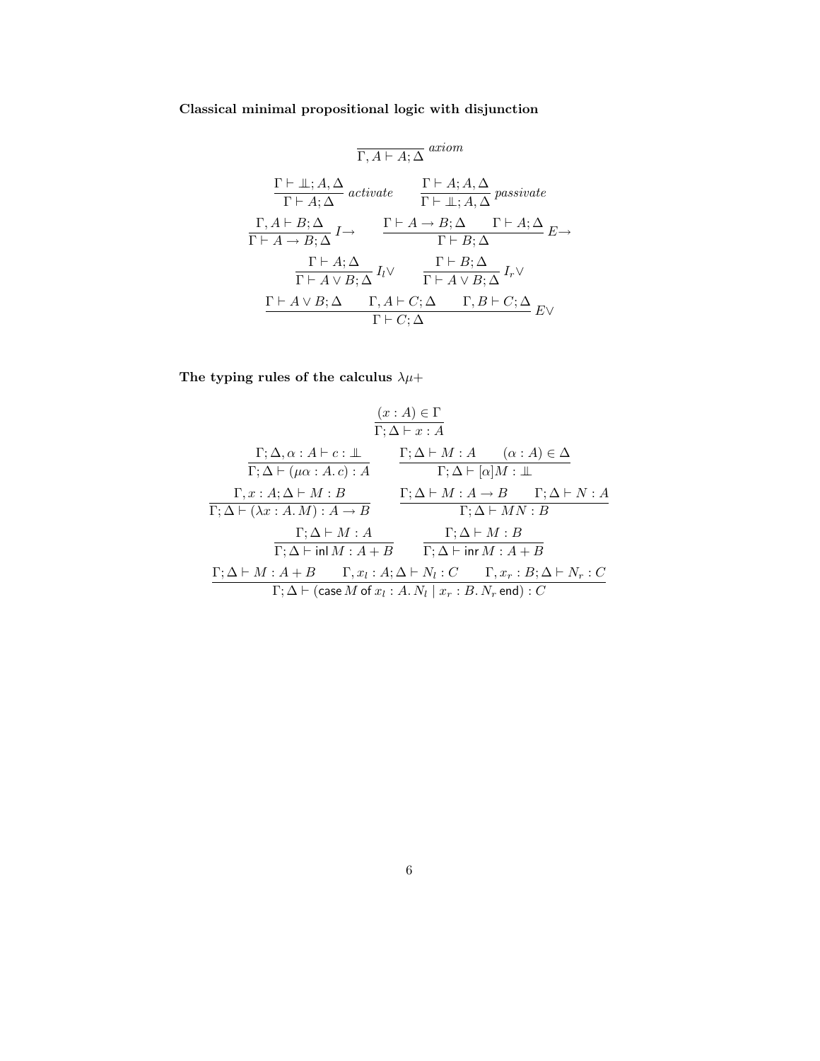**Classical minimal propositional logic with disjunction**

$$\frac{}{\Gamma, A \vdash A; \Delta}\ axiom$$

$$\frac{\Gamma \vdash \bot\!\!\!\bot; A, \Delta}{\Gamma \vdash A; \Delta}\ activate \qquad \frac{\Gamma \vdash A; A, \Delta}{\Gamma \vdash \bot\!\!\!\bot; A, \Delta}\ passivate$$

$$\frac{\Gamma, A \vdash B; \Delta}{\Gamma \vdash A \to B; \Delta}\ I{\to} \qquad \frac{\Gamma \vdash A \to B; \Delta \qquad \Gamma \vdash A; \Delta}{\Gamma \vdash B; \Delta}\ E{\to}$$

$$\frac{\Gamma \vdash A; \Delta}{\Gamma \vdash A \vee B; \Delta}\ I_l{\vee} \qquad \frac{\Gamma \vdash B; \Delta}{\Gamma \vdash A \vee B; \Delta}\ I_r{\vee}$$

$$\frac{\Gamma \vdash A \vee B; \Delta \qquad \Gamma, A \vdash C; \Delta \qquad \Gamma, B \vdash C; \Delta}{\Gamma \vdash C; \Delta}\ E{\vee}$$

**The typing rules of the calculus $\lambda\mu+$**

$$\frac{(x : A) \in \Gamma}{\Gamma; \Delta \vdash x : A}$$

$$\frac{\Gamma; \Delta, \alpha : A \vdash c : \bot\!\!\!\bot}{\Gamma; \Delta \vdash (\mu\alpha : A.\, c) : A} \qquad \frac{\Gamma; \Delta \vdash M : A \qquad (\alpha : A) \in \Delta}{\Gamma; \Delta \vdash [\alpha]M : \bot\!\!\!\bot}$$

$$\frac{\Gamma, x : A; \Delta \vdash M : B}{\Gamma; \Delta \vdash (\lambda x : A.\, M) : A \to B} \qquad \frac{\Gamma; \Delta \vdash M : A \to B \qquad \Gamma; \Delta \vdash N : A}{\Gamma; \Delta \vdash MN : B}$$

$$\frac{\Gamma; \Delta \vdash M : A}{\Gamma; \Delta \vdash \mathsf{inl}\, M : A + B} \qquad \frac{\Gamma; \Delta \vdash M : B}{\Gamma; \Delta \vdash \mathsf{inr}\, M : A + B}$$

$$\frac{\Gamma; \Delta \vdash M : A + B \qquad \Gamma, x_l : A; \Delta \vdash N_l : C \qquad \Gamma, x_r : B; \Delta \vdash N_r : C}{\Gamma; \Delta \vdash (\mathsf{case}\, M\, \mathsf{of}\, x_l : A.\, N_l \mid x_r : B.\, N_r\, \mathsf{end}) : C}$$